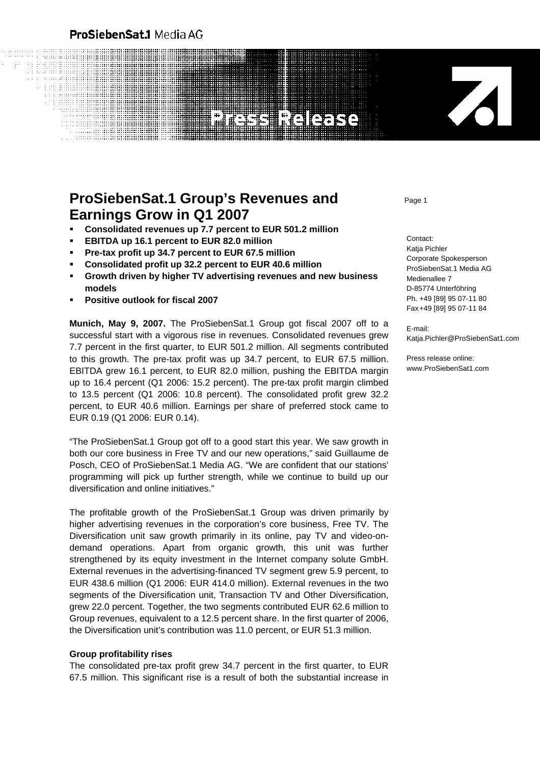# ProSiebenSat.1 Group's Revenues and Earnings Grow in Q1 2007

- **Consolidated revenues up 7.7 percent to EUR 501.2 million**
- **EBITDA up 16.1 percent to EUR 82.0 million**
- **Pre-tax profit up 34.7 percent to EUR 67.5 million**
- **Consolidated profit up 32.2 percent to EUR 40.6 million**
- **Growth driven by higher TV advertising revenues and new business models**
- **Positive outlook for fiscal 2007**

Contact:
Katja Pichler
Corporate Spokesperson
ProSiebenSat.1 Media AG
Medienallee 7
D-85774 Unterföhring
Ph. +49 [89] 95 07-11 80
Fax +49 [89] 95 07-11 84

E-mail:
Katja.Pichler@ProSiebenSat1.com

Press release online:
www.ProSiebenSat1.com

**Munich, May 9, 2007.** The ProSiebenSat.1 Group got fiscal 2007 off to a successful start with a vigorous rise in revenues. Consolidated revenues grew 7.7 percent in the first quarter, to EUR 501.2 million. All segments contributed to this growth. The pre-tax profit was up 34.7 percent, to EUR 67.5 million. EBITDA grew 16.1 percent, to EUR 82.0 million, pushing the EBITDA margin up to 16.4 percent (Q1 2006: 15.2 percent). The pre-tax profit margin climbed to 13.5 percent (Q1 2006: 10.8 percent). The consolidated profit grew 32.2 percent, to EUR 40.6 million. Earnings per share of preferred stock came to EUR 0.19 (Q1 2006: EUR 0.14).

"The ProSiebenSat.1 Group got off to a good start this year. We saw growth in both our core business in Free TV and our new operations," said Guillaume de Posch, CEO of ProSiebenSat.1 Media AG. "We are confident that our stations' programming will pick up further strength, while we continue to build up our diversification and online initiatives."

The profitable growth of the ProSiebenSat.1 Group was driven primarily by higher advertising revenues in the corporation's core business, Free TV. The Diversification unit saw growth primarily in its online, pay TV and video-on-demand operations. Apart from organic growth, this unit was further strengthened by its equity investment in the Internet company solute GmbH. External revenues in the advertising-financed TV segment grew 5.9 percent, to EUR 438.6 million (Q1 2006: EUR 414.0 million). External revenues in the two segments of the Diversification unit, Transaction TV and Other Diversification, grew 22.0 percent. Together, the two segments contributed EUR 62.6 million to Group revenues, equivalent to a 12.5 percent share. In the first quarter of 2006, the Diversification unit's contribution was 11.0 percent, or EUR 51.3 million.

**Group profitability rises**

The consolidated pre-tax profit grew 34.7 percent in the first quarter, to EUR 67.5 million. This significant rise is a result of both the substantial increase in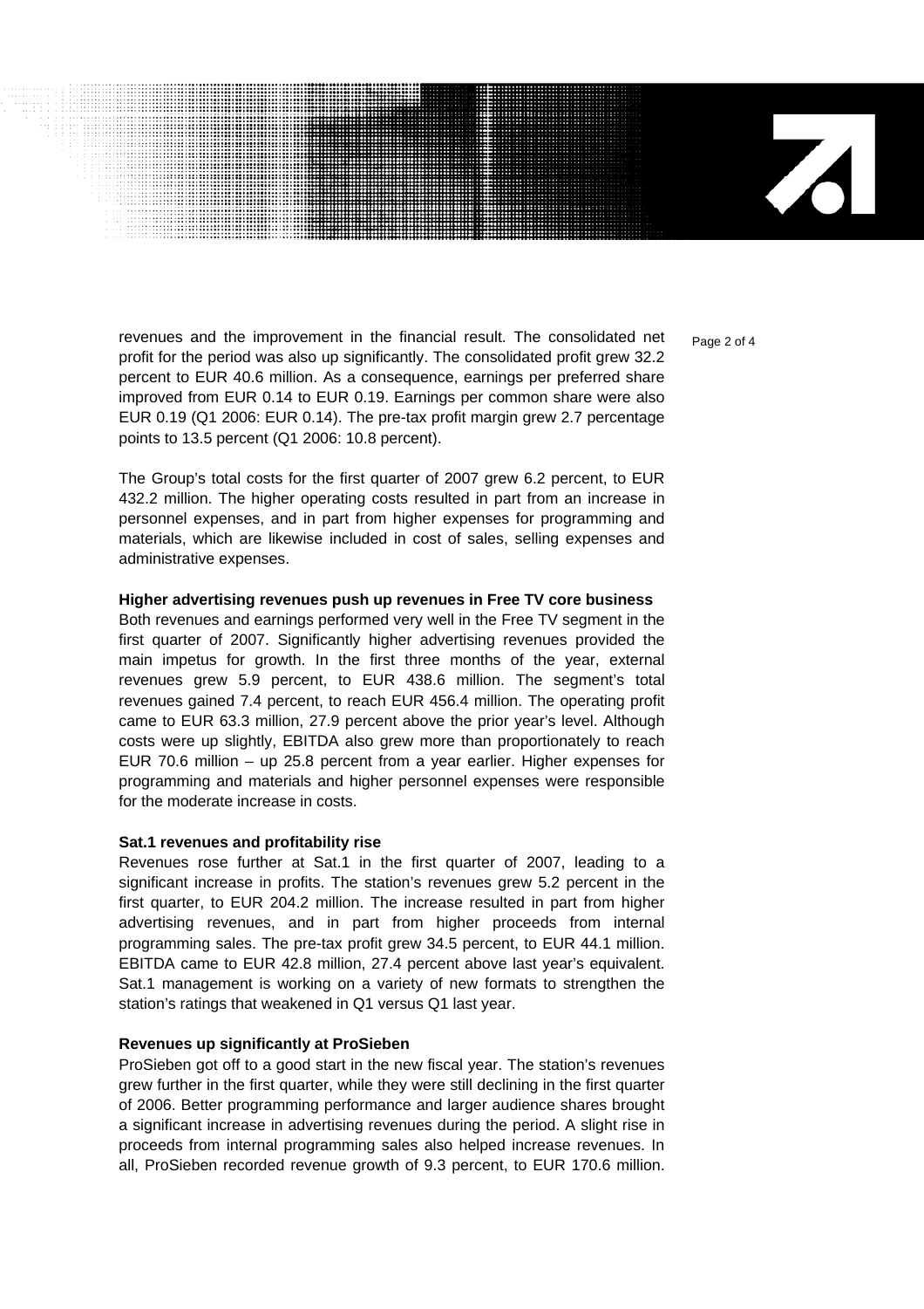revenues and the improvement in the financial result. The consolidated net profit for the period was also up significantly. The consolidated profit grew 32.2 percent to EUR 40.6 million. As a consequence, earnings per preferred share improved from EUR 0.14 to EUR 0.19. Earnings per common share were also EUR 0.19 (Q1 2006: EUR 0.14). The pre-tax profit margin grew 2.7 percentage points to 13.5 percent (Q1 2006: 10.8 percent).

The Group's total costs for the first quarter of 2007 grew 6.2 percent, to EUR 432.2 million. The higher operating costs resulted in part from an increase in personnel expenses, and in part from higher expenses for programming and materials, which are likewise included in cost of sales, selling expenses and administrative expenses.

**Higher advertising revenues push up revenues in Free TV core business**

Both revenues and earnings performed very well in the Free TV segment in the first quarter of 2007. Significantly higher advertising revenues provided the main impetus for growth. In the first three months of the year, external revenues grew 5.9 percent, to EUR 438.6 million. The segment's total revenues gained 7.4 percent, to reach EUR 456.4 million. The operating profit came to EUR 63.3 million, 27.9 percent above the prior year's level. Although costs were up slightly, EBITDA also grew more than proportionately to reach EUR 70.6 million – up 25.8 percent from a year earlier. Higher expenses for programming and materials and higher personnel expenses were responsible for the moderate increase in costs.

**Sat.1 revenues and profitability rise**

Revenues rose further at Sat.1 in the first quarter of 2007, leading to a significant increase in profits. The station's revenues grew 5.2 percent in the first quarter, to EUR 204.2 million. The increase resulted in part from higher advertising revenues, and in part from higher proceeds from internal programming sales. The pre-tax profit grew 34.5 percent, to EUR 44.1 million. EBITDA came to EUR 42.8 million, 27.4 percent above last year's equivalent. Sat.1 management is working on a variety of new formats to strengthen the station's ratings that weakened in Q1 versus Q1 last year.

**Revenues up significantly at ProSieben**

ProSieben got off to a good start in the new fiscal year. The station's revenues grew further in the first quarter, while they were still declining in the first quarter of 2006. Better programming performance and larger audience shares brought a significant increase in advertising revenues during the period. A slight rise in proceeds from internal programming sales also helped increase revenues. In all, ProSieben recorded revenue growth of 9.3 percent, to EUR 170.6 million.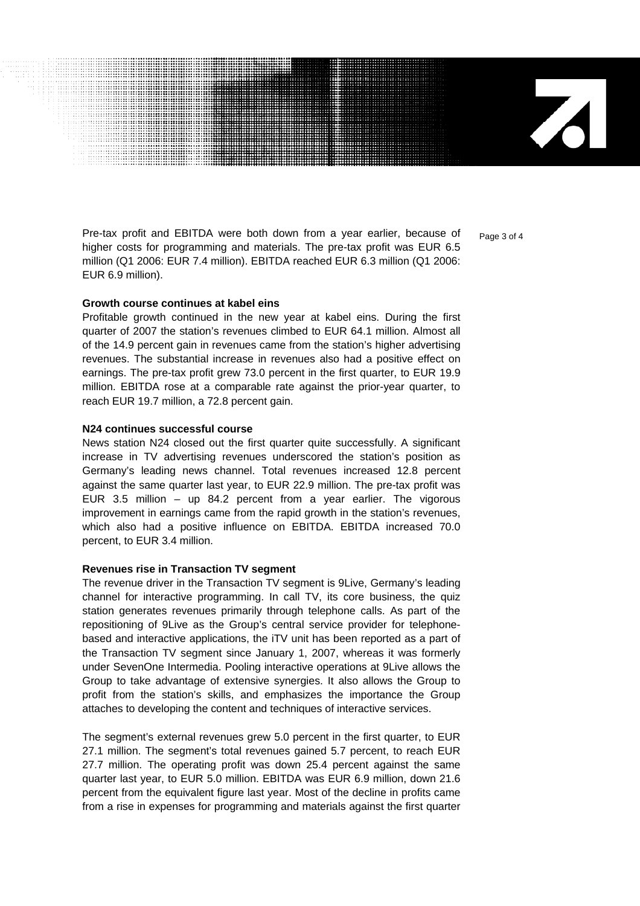Pre-tax profit and EBITDA were both down from a year earlier, because of higher costs for programming and materials. The pre-tax profit was EUR 6.5 million (Q1 2006: EUR 7.4 million). EBITDA reached EUR 6.3 million (Q1 2006: EUR 6.9 million).

**Growth course continues at kabel eins**

Profitable growth continued in the new year at kabel eins. During the first quarter of 2007 the station's revenues climbed to EUR 64.1 million. Almost all of the 14.9 percent gain in revenues came from the station's higher advertising revenues. The substantial increase in revenues also had a positive effect on earnings. The pre-tax profit grew 73.0 percent in the first quarter, to EUR 19.9 million. EBITDA rose at a comparable rate against the prior-year quarter, to reach EUR 19.7 million, a 72.8 percent gain.

**N24 continues successful course**

News station N24 closed out the first quarter quite successfully. A significant increase in TV advertising revenues underscored the station's position as Germany's leading news channel. Total revenues increased 12.8 percent against the same quarter last year, to EUR 22.9 million. The pre-tax profit was EUR 3.5 million – up 84.2 percent from a year earlier. The vigorous improvement in earnings came from the rapid growth in the station's revenues, which also had a positive influence on EBITDA. EBITDA increased 70.0 percent, to EUR 3.4 million.

**Revenues rise in Transaction TV segment**

The revenue driver in the Transaction TV segment is 9Live, Germany's leading channel for interactive programming. In call TV, its core business, the quiz station generates revenues primarily through telephone calls. As part of the repositioning of 9Live as the Group's central service provider for telephone-based and interactive applications, the iTV unit has been reported as a part of the Transaction TV segment since January 1, 2007, whereas it was formerly under SevenOne Intermedia. Pooling interactive operations at 9Live allows the Group to take advantage of extensive synergies. It also allows the Group to profit from the station's skills, and emphasizes the importance the Group attaches to developing the content and techniques of interactive services.

The segment's external revenues grew 5.0 percent in the first quarter, to EUR 27.1 million. The segment's total revenues gained 5.7 percent, to reach EUR 27.7 million. The operating profit was down 25.4 percent against the same quarter last year, to EUR 5.0 million. EBITDA was EUR 6.9 million, down 21.6 percent from the equivalent figure last year. Most of the decline in profits came from a rise in expenses for programming and materials against the first quarter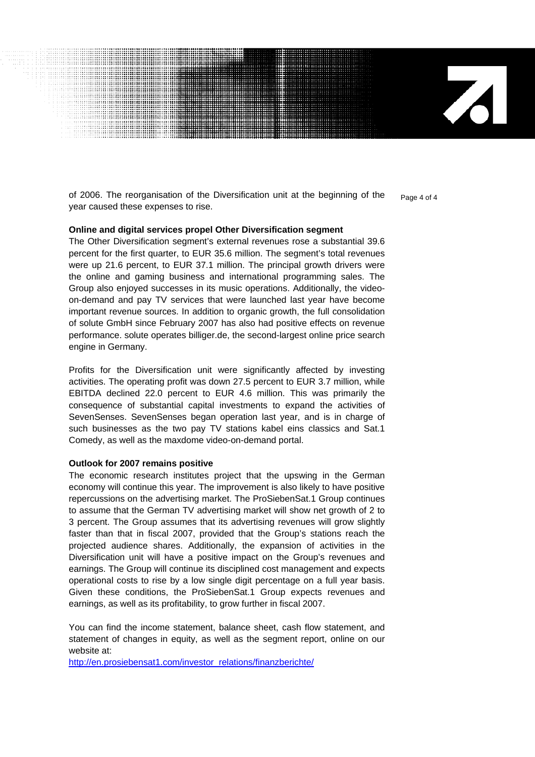of 2006. The reorganisation of the Diversification unit at the beginning of the year caused these expenses to rise.

**Online and digital services propel Other Diversification segment**

The Other Diversification segment's external revenues rose a substantial 39.6 percent for the first quarter, to EUR 35.6 million. The segment's total revenues were up 21.6 percent, to EUR 37.1 million. The principal growth drivers were the online and gaming business and international programming sales. The Group also enjoyed successes in its music operations. Additionally, the video-on-demand and pay TV services that were launched last year have become important revenue sources. In addition to organic growth, the full consolidation of solute GmbH since February 2007 has also had positive effects on revenue performance. solute operates billiger.de, the second-largest online price search engine in Germany.

Profits for the Diversification unit were significantly affected by investing activities. The operating profit was down 27.5 percent to EUR 3.7 million, while EBITDA declined 22.0 percent to EUR 4.6 million. This was primarily the consequence of substantial capital investments to expand the activities of SevenSenses. SevenSenses began operation last year, and is in charge of such businesses as the two pay TV stations kabel eins classics and Sat.1 Comedy, as well as the maxdome video-on-demand portal.

**Outlook for 2007 remains positive**

The economic research institutes project that the upswing in the German economy will continue this year. The improvement is also likely to have positive repercussions on the advertising market. The ProSiebenSat.1 Group continues to assume that the German TV advertising market will show net growth of 2 to 3 percent. The Group assumes that its advertising revenues will grow slightly faster than that in fiscal 2007, provided that the Group's stations reach the projected audience shares. Additionally, the expansion of activities in the Diversification unit will have a positive impact on the Group's revenues and earnings. The Group will continue its disciplined cost management and expects operational costs to rise by a low single digit percentage on a full year basis. Given these conditions, the ProSiebenSat.1 Group expects revenues and earnings, as well as its profitability, to grow further in fiscal 2007.

You can find the income statement, balance sheet, cash flow statement, and statement of changes in equity, as well as the segment report, online on our website at:
http://en.prosiebensat1.com/investor_relations/finanzberichte/